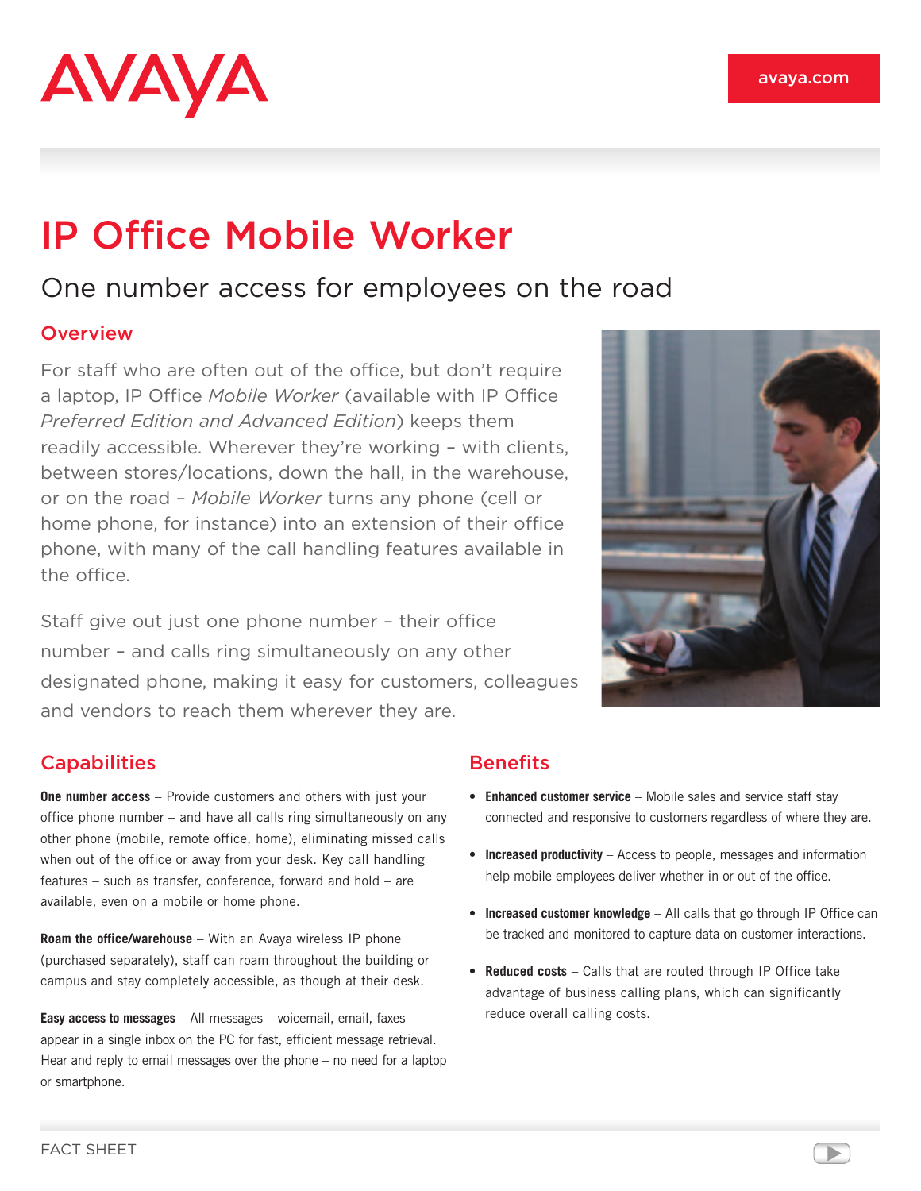AVAYA

avaya.com

# IP Office Mobile Worker

## One number access for employees on the road

### Overview

For staff who are often out of the office, but don't require a laptop, IP Office *Mobile Worker* (available with IP Office *Preferred Edition and Advanced Edition*) keeps them readily accessible. Wherever they're working – with clients, between stores/locations, down the hall, in the warehouse, or on the road – *Mobile Worker* turns any phone (cell or home phone, for instance) into an extension of their office phone, with many of the call handling features available in the office.

Staff give out just one phone number – their office number – and calls ring simultaneously on any other designated phone, making it easy for customers, colleagues and vendors to reach them wherever they are.

### Capabilities

**One number access** – Provide customers and others with just your office phone number – and have all calls ring simultaneously on any other phone (mobile, remote office, home), eliminating missed calls when out of the office or away from your desk. Key call handling features – such as transfer, conference, forward and hold – are available, even on a mobile or home phone.

**Roam the office/warehouse** – With an Avaya wireless IP phone (purchased separately), staff can roam throughout the building or campus and stay completely accessible, as though at their desk.

**Easy access to messages** – All messages – voicemail, email, faxes – appear in a single inbox on the PC for fast, efficient message retrieval. Hear and reply to email messages over the phone – no need for a laptop or smartphone.

### Benefits

- **Enhanced customer service** – Mobile sales and service staff stay connected and responsive to customers regardless of where they are.
- **Increased productivity** – Access to people, messages and information help mobile employees deliver whether in or out of the office.
- **Increased customer knowledge** – All calls that go through IP Office can be tracked and monitored to capture data on customer interactions.
- **Reduced costs** – Calls that are routed through IP Office take advantage of business calling plans, which can significantly reduce overall calling costs.

FACT SHEET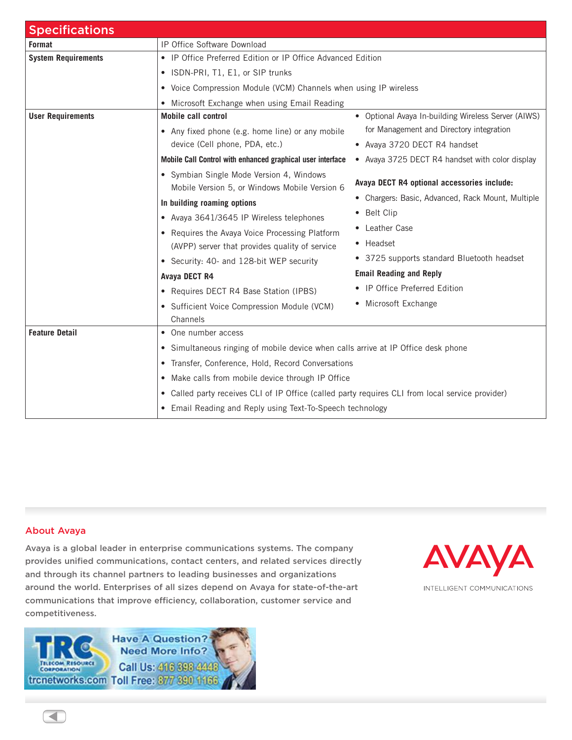## Specifications

| | |
|---|---|
| **Format** | IP Office Software Download |
| **System Requirements** | • IP Office Preferred Edition or IP Office Advanced Edition<br>• ISDN-PRI, T1, E1, or SIP trunks<br>• Voice Compression Module (VCM) Channels when using IP wireless<br>• Microsoft Exchange when using Email Reading |
| **User Requirements** | **Mobile call control**<br>• Any fixed phone (e.g. home line) or any mobile device (Cell phone, PDA, etc.)<br>**Mobile Call Control with enhanced graphical user interface**<br>• Symbian Single Mode Version 4, Windows Mobile Version 5, or Windows Mobile Version 6<br>**In building roaming options**<br>• Avaya 3641/3645 IP Wireless telephones<br>• Requires the Avaya Voice Processing Platform (AVPP) server that provides quality of service<br>• Security: 40- and 128-bit WEP security<br>**Avaya DECT R4**<br>• Requires DECT R4 Base Station (IPBS)<br>• Sufficient Voice Compression Module (VCM) Channels<br>• Optional Avaya In-building Wireless Server (AIWS) for Management and Directory integration<br>• Avaya 3720 DECT R4 handset<br>• Avaya 3725 DECT R4 handset with color display<br>**Avaya DECT R4 optional accessories include:**<br>• Chargers: Basic, Advanced, Rack Mount, Multiple<br>• Belt Clip<br>• Leather Case<br>• Headset<br>• 3725 supports standard Bluetooth headset<br>**Email Reading and Reply**<br>• IP Office Preferred Edition<br>• Microsoft Exchange |
| **Feature Detail** | • One number access<br>• Simultaneous ringing of mobile device when calls arrive at IP Office desk phone<br>• Transfer, Conference, Hold, Record Conversations<br>• Make calls from mobile device through IP Office<br>• Called party receives CLI of IP Office (called party requires CLI from local service provider)<br>• Email Reading and Reply using Text-To-Speech technology |

## About Avaya

Avaya is a global leader in enterprise communications systems. The company provides unified communications, contact centers, and related services directly and through its channel partners to leading businesses and organizations around the world. Enterprises of all sizes depend on Avaya for state-of-the-art communications that improve efficiency, collaboration, customer service and competitiveness.

AVAYA
INTELLIGENT COMMUNICATIONS

TRC Telecom Resource Corporation
Have A Question? Need More Info?
Call Us: 416 398 4448
trcnetworks.com Toll Free: 877 390 1166